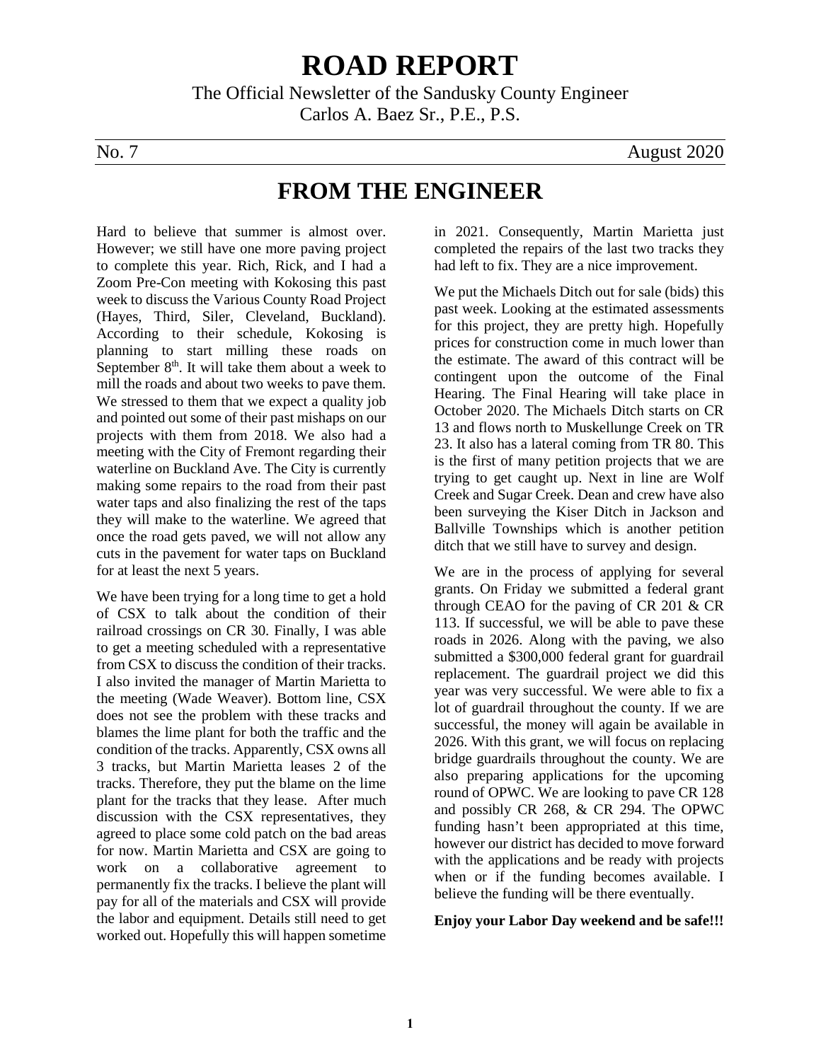# ROAD REPORT

The Official Newsletter of the Sandusky County Engineer

Carlos A. Baez Sr., P.E., P.S.

No. 7 August 2020

## FROM THE ENGINEER

Hard to believe that summer is almost over. However; we still have one more paving project to complete this year. Rich, Rick, and I had a Zoom Pre-Con meeting with Kokosing this past week to discuss the Various County Road Project (Hayes, Third, Siler, Cleveland, Buckland). According to their schedule, Kokosing is planning to start milling these roads on September 8th. It will take them about a week to mill the roads and about two weeks to pave them. We stressed to them that we expect a quality job and pointed out some of their past mishaps on our projects with them from 2018. We also had a meeting with the City of Fremont regarding their waterline on Buckland Ave. The City is currently making some repairs to the road from their past water taps and also finalizing the rest of the taps they will make to the waterline. We agreed that once the road gets paved, we will not allow any cuts in the pavement for water taps on Buckland for at least the next 5 years.

We have been trying for a long time to get a hold of CSX to talk about the condition of their railroad crossings on CR 30. Finally, I was able to get a meeting scheduled with a representative from CSX to discuss the condition of their tracks. I also invited the manager of Martin Marietta to the meeting (Wade Weaver). Bottom line, CSX does not see the problem with these tracks and blames the lime plant for both the traffic and the condition of the tracks. Apparently, CSX owns all 3 tracks, but Martin Marietta leases 2 of the tracks. Therefore, they put the blame on the lime plant for the tracks that they lease. After much discussion with the CSX representatives, they agreed to place some cold patch on the bad areas for now. Martin Marietta and CSX are going to work on a collaborative agreement to permanently fix the tracks. I believe the plant will pay for all of the materials and CSX will provide the labor and equipment. Details still need to get worked out. Hopefully this will happen sometime in 2021. Consequently, Martin Marietta just completed the repairs of the last two tracks they had left to fix. They are a nice improvement.

We put the Michaels Ditch out for sale (bids) this past week. Looking at the estimated assessments for this project, they are pretty high. Hopefully prices for construction come in much lower than the estimate. The award of this contract will be contingent upon the outcome of the Final Hearing. The Final Hearing will take place in October 2020. The Michaels Ditch starts on CR 13 and flows north to Muskellunge Creek on TR 23. It also has a lateral coming from TR 80. This is the first of many petition projects that we are trying to get caught up. Next in line are Wolf Creek and Sugar Creek. Dean and crew have also been surveying the Kiser Ditch in Jackson and Ballville Townships which is another petition ditch that we still have to survey and design.

We are in the process of applying for several grants. On Friday we submitted a federal grant through CEAO for the paving of CR 201 & CR 113. If successful, we will be able to pave these roads in 2026. Along with the paving, we also submitted a $300,000 federal grant for guardrail replacement. The guardrail project we did this year was very successful. We were able to fix a lot of guardrail throughout the county. If we are successful, the money will again be available in 2026. With this grant, we will focus on replacing bridge guardrails throughout the county. We are also preparing applications for the upcoming round of OPWC. We are looking to pave CR 128 and possibly CR 268, & CR 294. The OPWC funding hasn't been appropriated at this time, however our district has decided to move forward with the applications and be ready with projects when or if the funding becomes available. I believe the funding will be there eventually.

**Enjoy your Labor Day weekend and be safe!!!**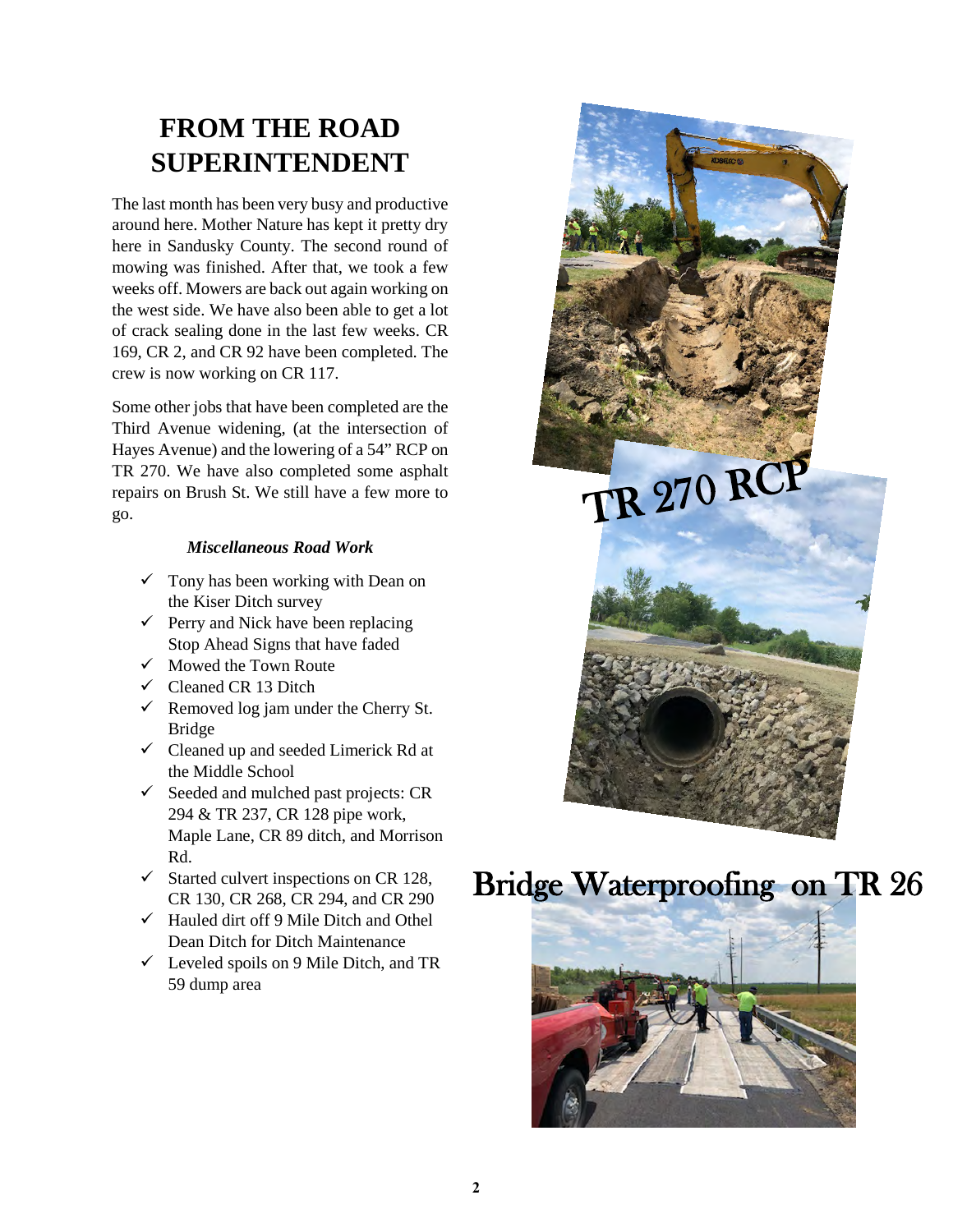# FROM THE ROAD SUPERINTENDENT

The last month has been very busy and productive around here. Mother Nature has kept it pretty dry here in Sandusky County. The second round of mowing was finished. After that, we took a few weeks off. Mowers are back out again working on the west side. We have also been able to get a lot of crack sealing done in the last few weeks. CR 169, CR 2, and CR 92 have been completed. The crew is now working on CR 117.

Some other jobs that have been completed are the Third Avenue widening, (at the intersection of Hayes Avenue) and the lowering of a 54" RCP on TR 270. We have also completed some asphalt repairs on Brush St. We still have a few more to go.

### *Miscellaneous Road Work*

- ✓ Tony has been working with Dean on the Kiser Ditch survey
- ✓ Perry and Nick have been replacing Stop Ahead Signs that have faded
- ✓ Mowed the Town Route
- ✓ Cleaned CR 13 Ditch
- ✓ Removed log jam under the Cherry St. Bridge
- ✓ Cleaned up and seeded Limerick Rd at the Middle School
- ✓ Seeded and mulched past projects: CR 294 & TR 237, CR 128 pipe work, Maple Lane, CR 89 ditch, and Morrison Rd.
- ✓ Started culvert inspections on CR 128, CR 130, CR 268, CR 294, and CR 290
- ✓ Hauled dirt off 9 Mile Ditch and Othel Dean Ditch for Ditch Maintenance
- ✓ Leveled spoils on 9 Mile Ditch, and TR 59 dump area

TR 270 RCP

Bridge Waterproofing on TR 26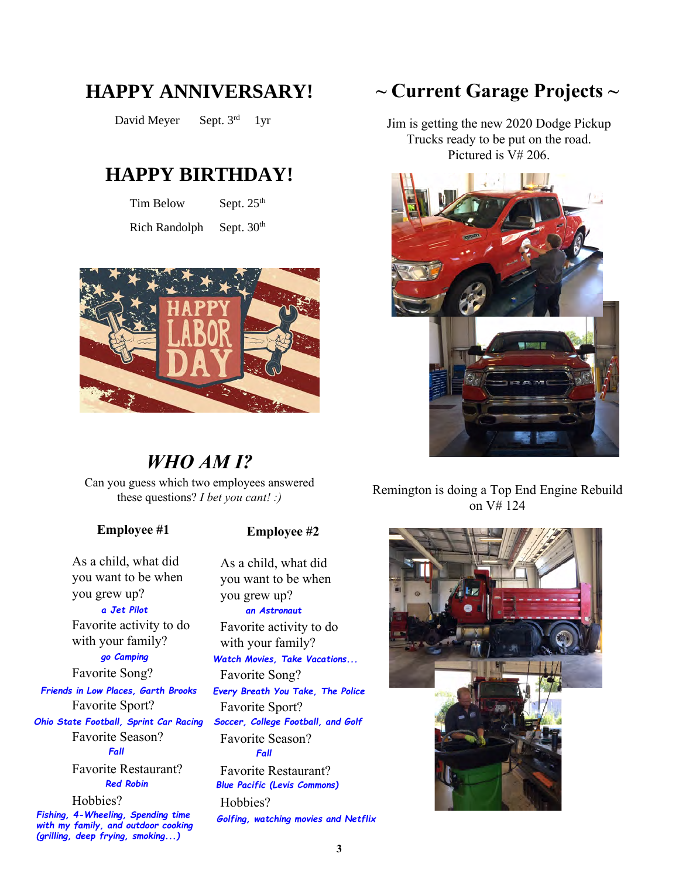# HAPPY ANNIVERSARY!

David Meyer Sept. 3rd 1yr

# HAPPY BIRTHDAY!

Tim Below Sept. 25th

Rich Randolph Sept. 30th

# *WHO AM I?*

Can you guess which two employees answered these questions? *I bet you cant! :)*

### Employee #1

As a child, what did you want to be when you grew up?
*a Jet Pilot*

Favorite activity to do with your family?
*go Camping*

Favorite Song?
*Friends in Low Places, Garth Brooks*

Favorite Sport?
*Ohio State Football, Sprint Car Racing*

Favorite Season?
*Fall*

Favorite Restaurant?
*Red Robin*

Hobbies?
*Fishing, 4-Wheeling, Spending time with my family, and outdoor cooking (grilling, deep frying, smoking...)*

### Employee #2

As a child, what did you want to be when you grew up?
*an Astronaut*

Favorite activity to do with your family?
*Watch Movies, Take Vacations...*

Favorite Song?
*Every Breath You Take, The Police*

Favorite Sport?
*Soccer, College Football, and Golf*

Favorite Season?
*Fall*

Favorite Restaurant?
*Blue Pacific (Levis Commons)*

Hobbies?
*Golfing, watching movies and Netflix*

# ~ Current Garage Projects ~

Jim is getting the new 2020 Dodge Pickup Trucks ready to be put on the road. Pictured is V# 206.

Remington is doing a Top End Engine Rebuild on V# 124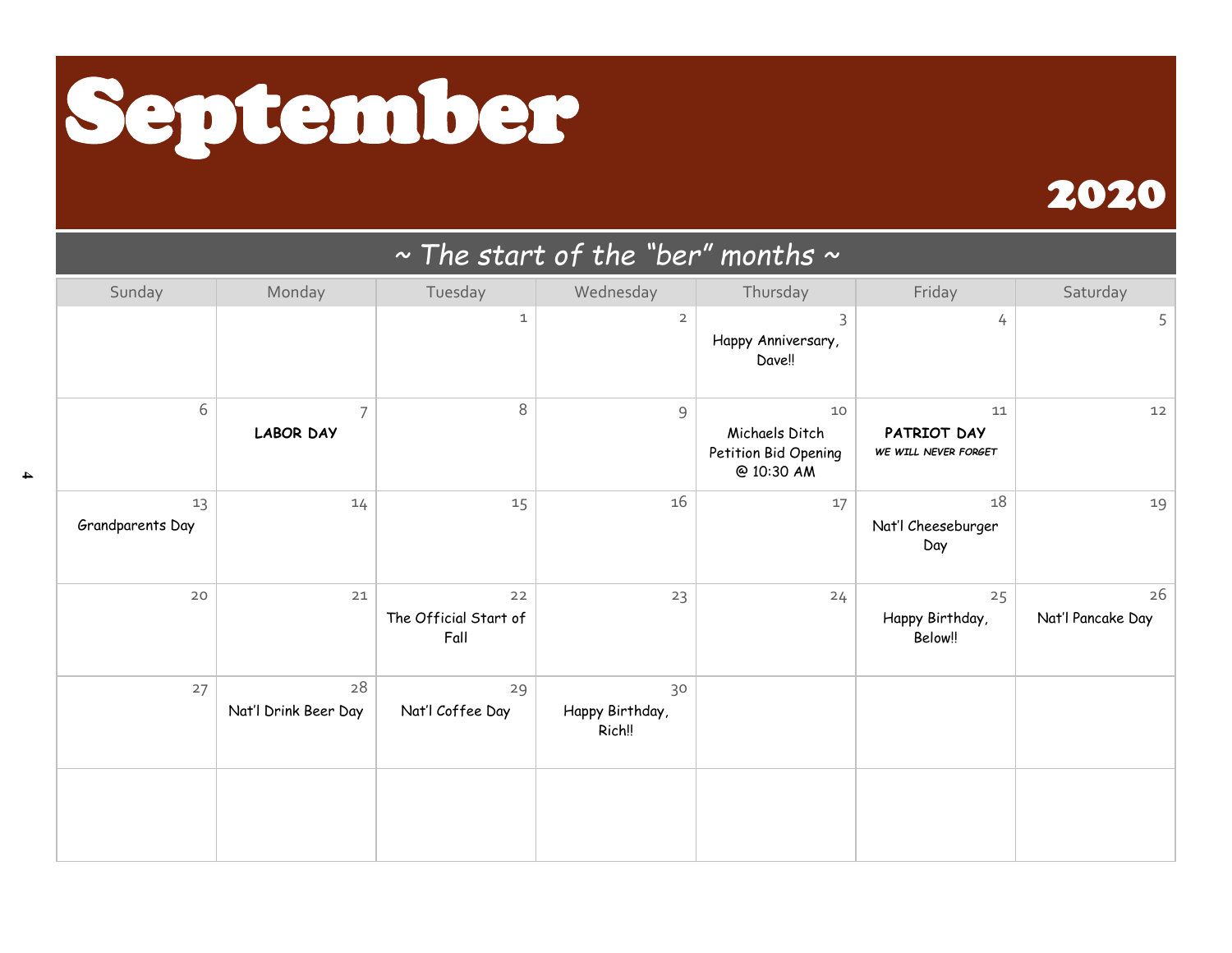# September

## 2020

*~ The start of the "ber" months ~*

| Sunday | Monday | Tuesday | Wednesday | Thursday | Friday | Saturday |
|---|---|---|---|---|---|---|
| | | 1 | 2 | 3 Happy Anniversary, Dave!! | 4 | 5 |
| 6 | 7 **LABOR DAY** | 8 | 9 | 10 Michaels Ditch Petition Bid Opening @ 10:30 AM | 11 **PATRIOT DAY** ***WE WILL NEVER FORGET*** | 12 |
| 13 Grandparents Day | 14 | 15 | 16 | 17 | 18 Nat'l Cheeseburger Day | 19 |
| 20 | 21 | 22 The Official Start of Fall | 23 | 24 | 25 Happy Birthday, Below!! | 26 Nat'l Pancake Day |
| 27 | 28 Nat'l Drink Beer Day | 29 Nat'l Coffee Day | 30 Happy Birthday, Rich!! | | | |
| | | | | | | |